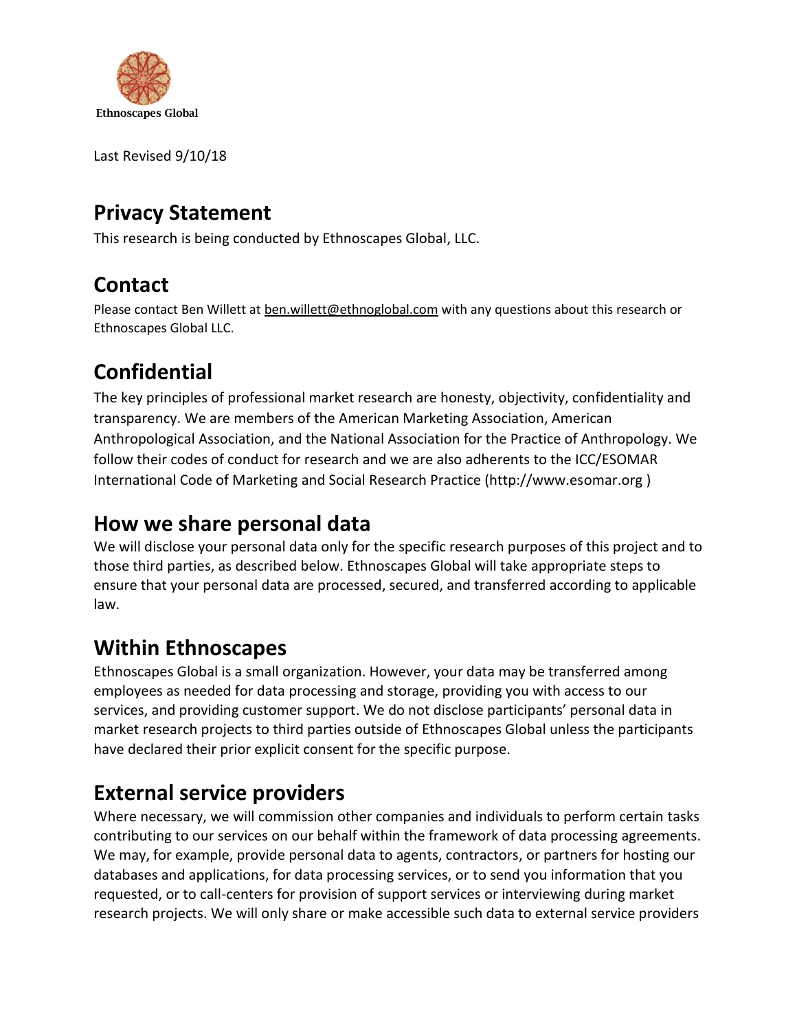Ethnoscapes Global

Last Revised 9/10/18

## Privacy Statement

This research is being conducted by Ethnoscapes Global, LLC.

## Contact

Please contact Ben Willett at ben.willett@ethnoglobal.com with any questions about this research or Ethnoscapes Global LLC.

## Confidential

The key principles of professional market research are honesty, objectivity, confidentiality and transparency. We are members of the American Marketing Association, American Anthropological Association, and the National Association for the Practice of Anthropology. We follow their codes of conduct for research and we are also adherents to the ICC/ESOMAR International Code of Marketing and Social Research Practice (http://www.esomar.org )

## How we share personal data

We will disclose your personal data only for the specific research purposes of this project and to those third parties, as described below. Ethnoscapes Global will take appropriate steps to ensure that your personal data are processed, secured, and transferred according to applicable law.

## Within Ethnoscapes

Ethnoscapes Global is a small organization. However, your data may be transferred among employees as needed for data processing and storage, providing you with access to our services, and providing customer support. We do not disclose participants' personal data in market research projects to third parties outside of Ethnoscapes Global unless the participants have declared their prior explicit consent for the specific purpose.

## External service providers

Where necessary, we will commission other companies and individuals to perform certain tasks contributing to our services on our behalf within the framework of data processing agreements. We may, for example, provide personal data to agents, contractors, or partners for hosting our databases and applications, for data processing services, or to send you information that you requested, or to call-centers for provision of support services or interviewing during market research projects. We will only share or make accessible such data to external service providers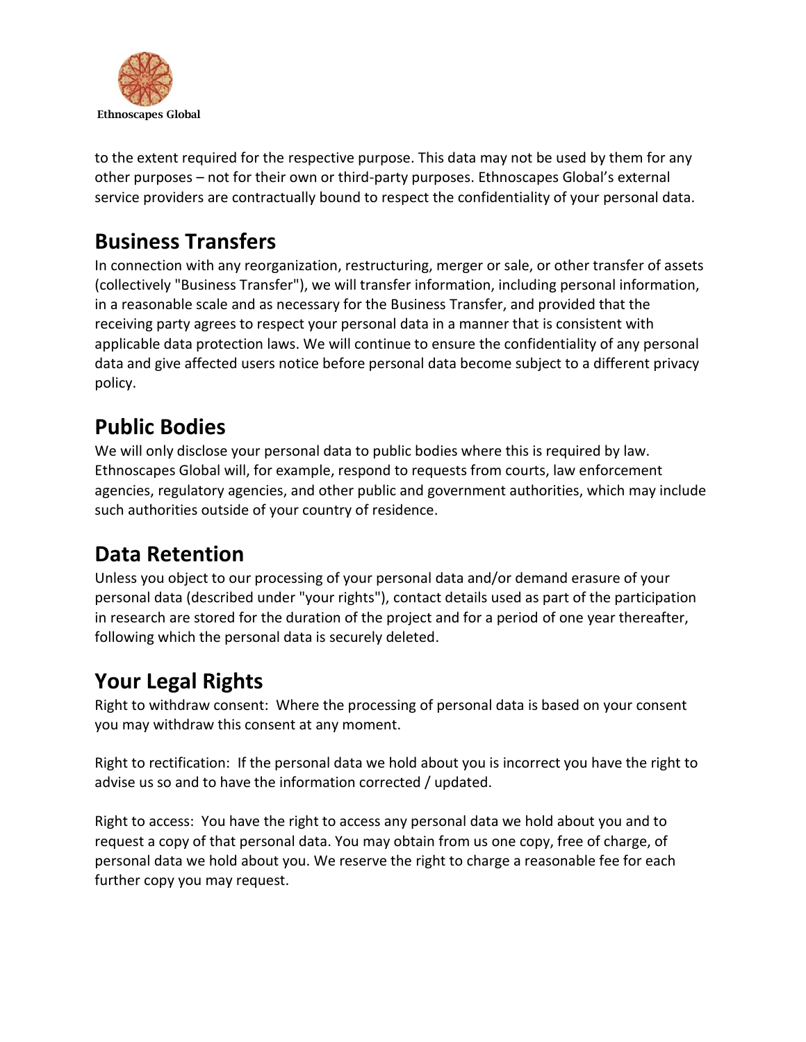to the extent required for the respective purpose. This data may not be used by them for any other purposes – not for their own or third-party purposes. Ethnoscapes Global's external service providers are contractually bound to respect the confidentiality of your personal data.

## Business Transfers

In connection with any reorganization, restructuring, merger or sale, or other transfer of assets (collectively "Business Transfer"), we will transfer information, including personal information, in a reasonable scale and as necessary for the Business Transfer, and provided that the receiving party agrees to respect your personal data in a manner that is consistent with applicable data protection laws. We will continue to ensure the confidentiality of any personal data and give affected users notice before personal data become subject to a different privacy policy.

## Public Bodies

We will only disclose your personal data to public bodies where this is required by law. Ethnoscapes Global will, for example, respond to requests from courts, law enforcement agencies, regulatory agencies, and other public and government authorities, which may include such authorities outside of your country of residence.

## Data Retention

Unless you object to our processing of your personal data and/or demand erasure of your personal data (described under "your rights"), contact details used as part of the participation in research are stored for the duration of the project and for a period of one year thereafter, following which the personal data is securely deleted.

## Your Legal Rights

Right to withdraw consent: Where the processing of personal data is based on your consent you may withdraw this consent at any moment.

Right to rectification: If the personal data we hold about you is incorrect you have the right to advise us so and to have the information corrected / updated.

Right to access: You have the right to access any personal data we hold about you and to request a copy of that personal data. You may obtain from us one copy, free of charge, of personal data we hold about you. We reserve the right to charge a reasonable fee for each further copy you may request.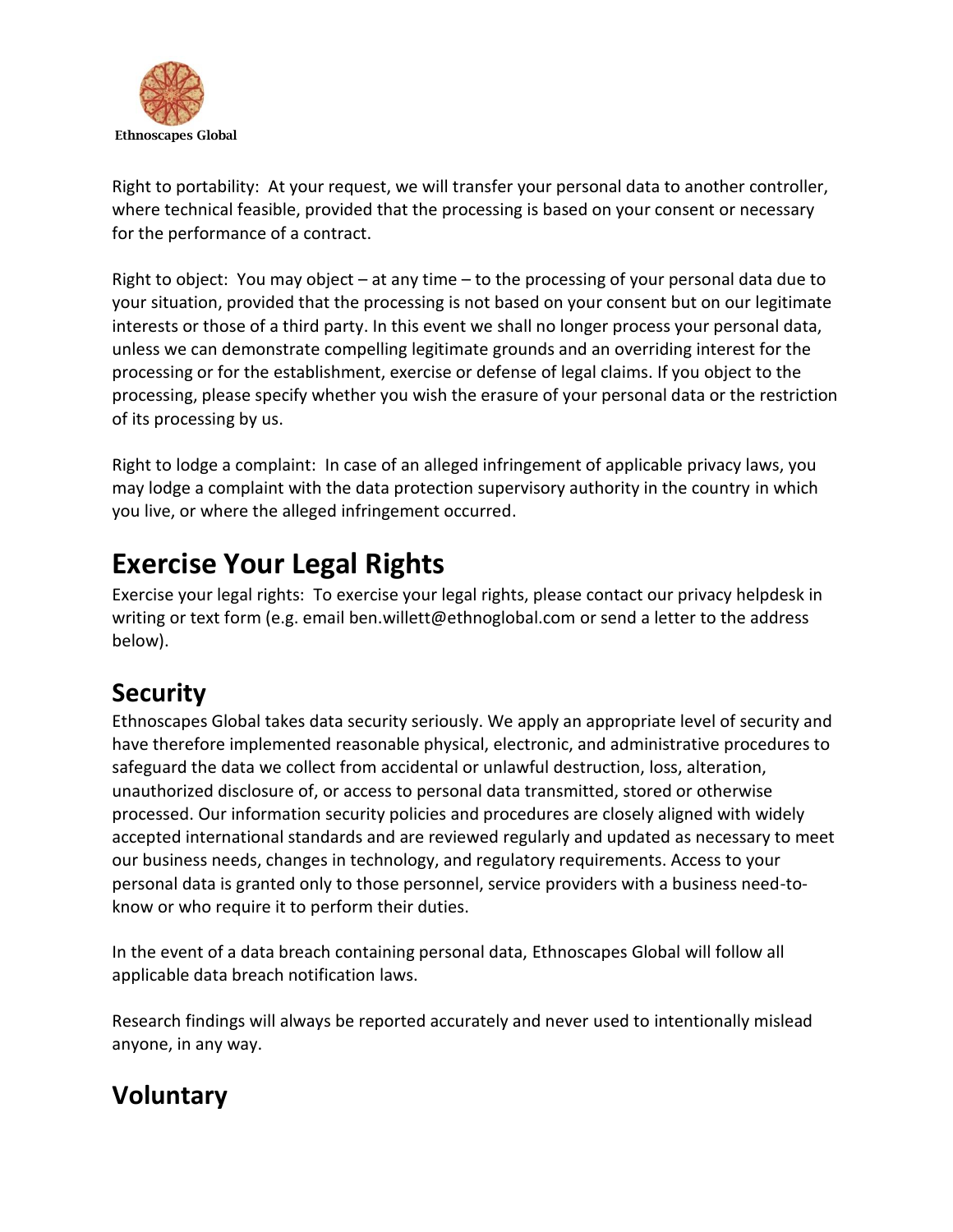Right to portability: At your request, we will transfer your personal data to another controller, where technical feasible, provided that the processing is based on your consent or necessary for the performance of a contract.

Right to object: You may object – at any time – to the processing of your personal data due to your situation, provided that the processing is not based on your consent but on our legitimate interests or those of a third party. In this event we shall no longer process your personal data, unless we can demonstrate compelling legitimate grounds and an overriding interest for the processing or for the establishment, exercise or defense of legal claims. If you object to the processing, please specify whether you wish the erasure of your personal data or the restriction of its processing by us.

Right to lodge a complaint: In case of an alleged infringement of applicable privacy laws, you may lodge a complaint with the data protection supervisory authority in the country in which you live, or where the alleged infringement occurred.

# Exercise Your Legal Rights

Exercise your legal rights: To exercise your legal rights, please contact our privacy helpdesk in writing or text form (e.g. email ben.willett@ethnoglobal.com or send a letter to the address below).

## Security

Ethnoscapes Global takes data security seriously. We apply an appropriate level of security and have therefore implemented reasonable physical, electronic, and administrative procedures to safeguard the data we collect from accidental or unlawful destruction, loss, alteration, unauthorized disclosure of, or access to personal data transmitted, stored or otherwise processed. Our information security policies and procedures are closely aligned with widely accepted international standards and are reviewed regularly and updated as necessary to meet our business needs, changes in technology, and regulatory requirements. Access to your personal data is granted only to those personnel, service providers with a business need-to-know or who require it to perform their duties.

In the event of a data breach containing personal data, Ethnoscapes Global will follow all applicable data breach notification laws.

Research findings will always be reported accurately and never used to intentionally mislead anyone, in any way.

## Voluntary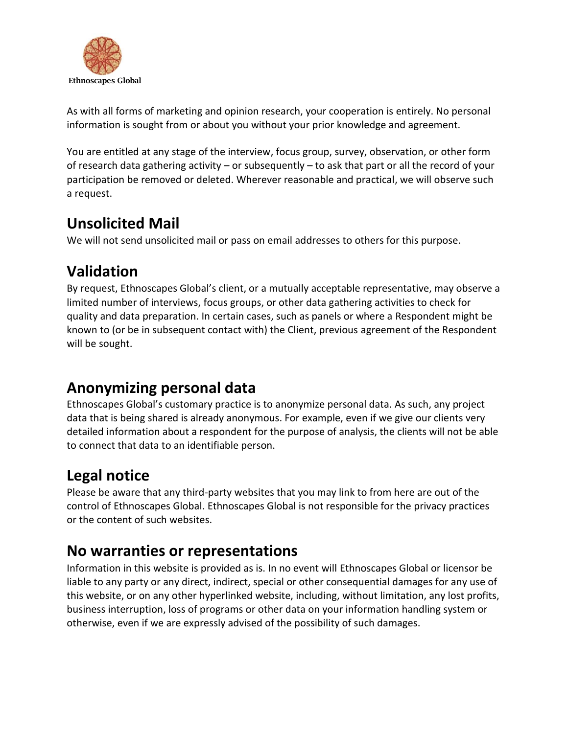As with all forms of marketing and opinion research, your cooperation is entirely. No personal information is sought from or about you without your prior knowledge and agreement.

You are entitled at any stage of the interview, focus group, survey, observation, or other form of research data gathering activity – or subsequently – to ask that part or all the record of your participation be removed or deleted. Wherever reasonable and practical, we will observe such a request.

## Unsolicited Mail

We will not send unsolicited mail or pass on email addresses to others for this purpose.

## Validation

By request, Ethnoscapes Global's client, or a mutually acceptable representative, may observe a limited number of interviews, focus groups, or other data gathering activities to check for quality and data preparation. In certain cases, such as panels or where a Respondent might be known to (or be in subsequent contact with) the Client, previous agreement of the Respondent will be sought.

## Anonymizing personal data

Ethnoscapes Global's customary practice is to anonymize personal data. As such, any project data that is being shared is already anonymous. For example, even if we give our clients very detailed information about a respondent for the purpose of analysis, the clients will not be able to connect that data to an identifiable person.

## Legal notice

Please be aware that any third-party websites that you may link to from here are out of the control of Ethnoscapes Global. Ethnoscapes Global is not responsible for the privacy practices or the content of such websites.

## No warranties or representations

Information in this website is provided as is. In no event will Ethnoscapes Global or licensor be liable to any party or any direct, indirect, special or other consequential damages for any use of this website, or on any other hyperlinked website, including, without limitation, any lost profits, business interruption, loss of programs or other data on your information handling system or otherwise, even if we are expressly advised of the possibility of such damages.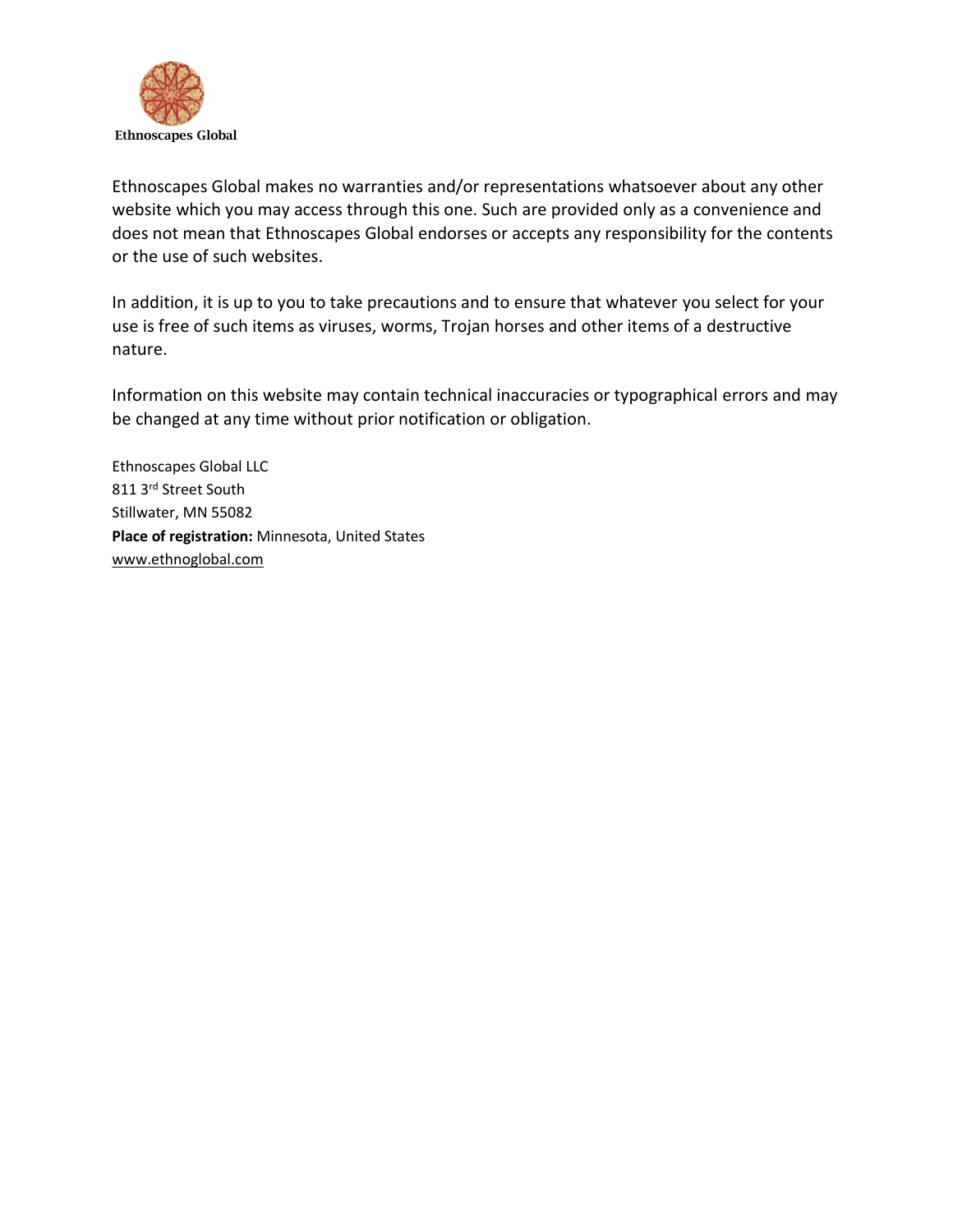Ethnoscapes Global

Ethnoscapes Global makes no warranties and/or representations whatsoever about any other website which you may access through this one. Such are provided only as a convenience and does not mean that Ethnoscapes Global endorses or accepts any responsibility for the contents or the use of such websites.

In addition, it is up to you to take precautions and to ensure that whatever you select for your use is free of such items as viruses, worms, Trojan horses and other items of a destructive nature.

Information on this website may contain technical inaccuracies or typographical errors and may be changed at any time without prior notification or obligation.

Ethnoscapes Global LLC
811 3rd Street South
Stillwater, MN 55082
**Place of registration:** Minnesota, United States
www.ethnoglobal.com